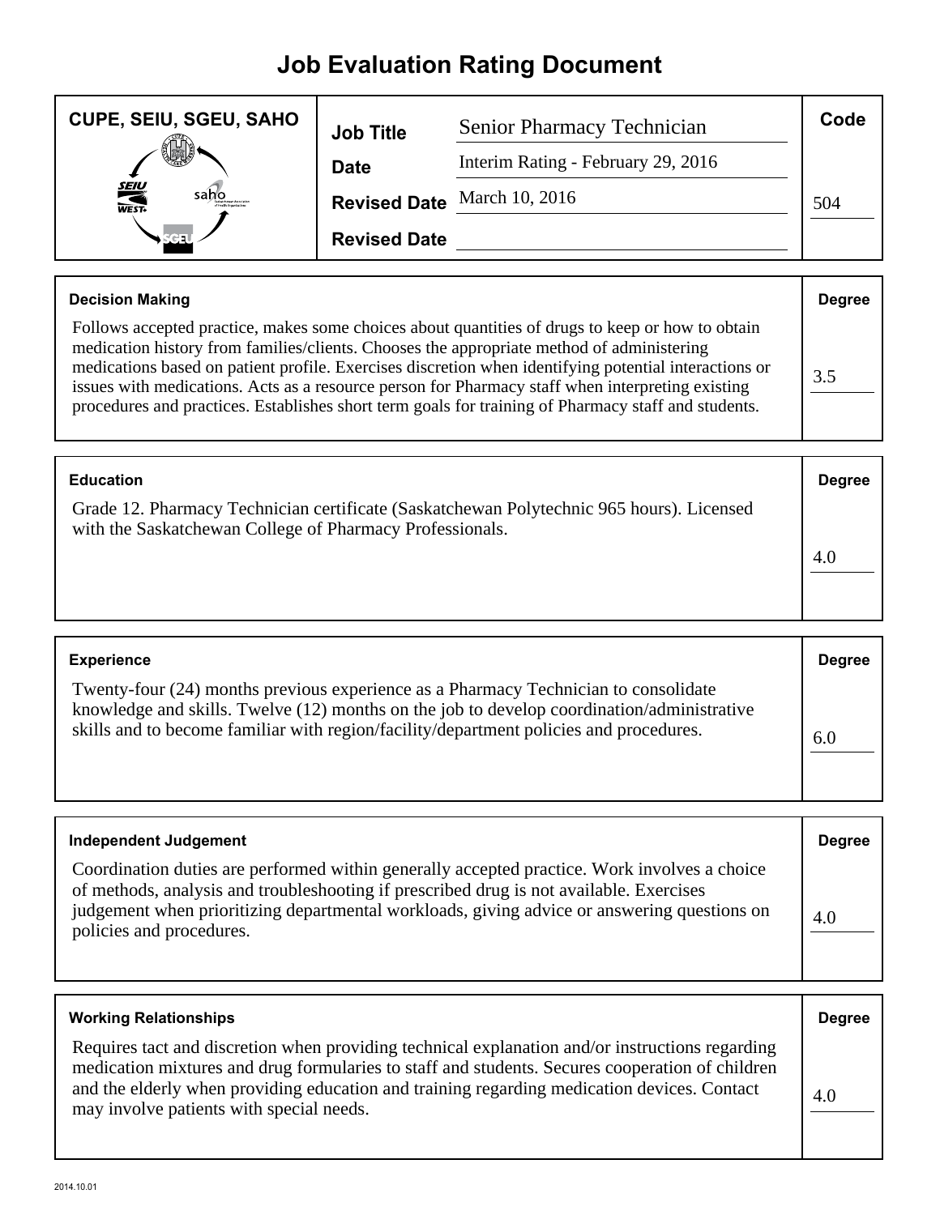# Job Evaluation Rating Document

| CUPE, SEIU, SGEU, SAHO | | | Code |
|---|---|---|---|
| | **Job Title** | Senior Pharmacy Technician | |
| | **Date** | Interim Rating - February 29, 2016 | |
| | **Revised Date** | March 10, 2016 | 504 |
| | **Revised Date** | | |

| Decision Making | Degree |
|---|---|
| Follows accepted practice, makes some choices about quantities of drugs to keep or how to obtain medication history from families/clients. Chooses the appropriate method of administering medications based on patient profile. Exercises discretion when identifying potential interactions or issues with medications. Acts as a resource person for Pharmacy staff when interpreting existing procedures and practices. Establishes short term goals for training of Pharmacy staff and students. | 3.5 |

| Education | Degree |
|---|---|
| Grade 12. Pharmacy Technician certificate (Saskatchewan Polytechnic 965 hours). Licensed with the Saskatchewan College of Pharmacy Professionals. | 4.0 |

| Experience | Degree |
|---|---|
| Twenty-four (24) months previous experience as a Pharmacy Technician to consolidate knowledge and skills. Twelve (12) months on the job to develop coordination/administrative skills and to become familiar with region/facility/department policies and procedures. | 6.0 |

| Independent Judgement | Degree |
|---|---|
| Coordination duties are performed within generally accepted practice. Work involves a choice of methods, analysis and troubleshooting if prescribed drug is not available. Exercises judgement when prioritizing departmental workloads, giving advice or answering questions on policies and procedures. | 4.0 |

| Working Relationships | Degree |
|---|---|
| Requires tact and discretion when providing technical explanation and/or instructions regarding medication mixtures and drug formularies to staff and students. Secures cooperation of children and the elderly when providing education and training regarding medication devices. Contact may involve patients with special needs. | 4.0 |

2014.10.01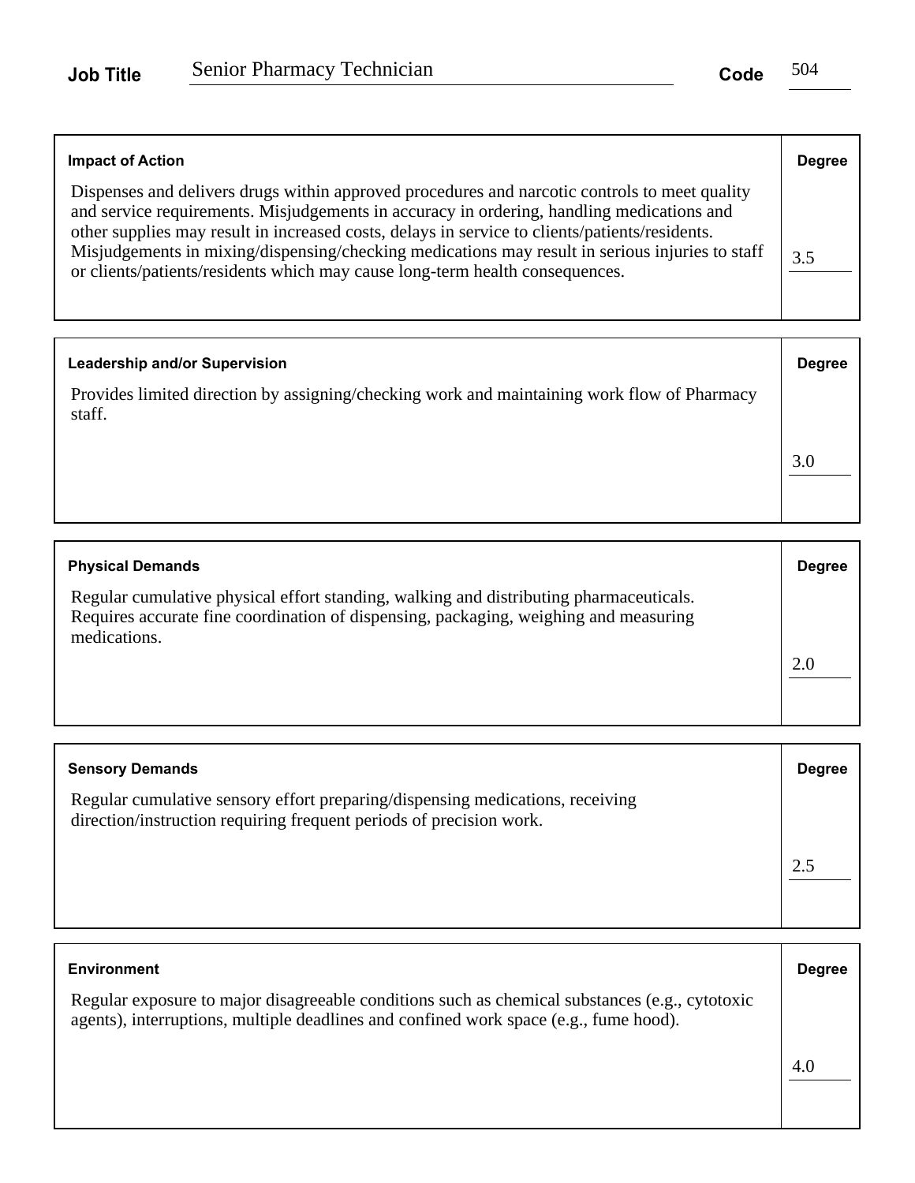**Job Title** Senior Pharmacy Technician **Code** 504

| Impact of Action | Degree |
|---|---|
| Dispenses and delivers drugs within approved procedures and narcotic controls to meet quality and service requirements. Misjudgements in accuracy in ordering, handling medications and other supplies may result in increased costs, delays in service to clients/patients/residents. Misjudgements in mixing/dispensing/checking medications may result in serious injuries to staff or clients/patients/residents which may cause long-term health consequences. | 3.5 |

| Leadership and/or Supervision | Degree |
|---|---|
| Provides limited direction by assigning/checking work and maintaining work flow of Pharmacy staff. | 3.0 |

| Physical Demands | Degree |
|---|---|
| Regular cumulative physical effort standing, walking and distributing pharmaceuticals. Requires accurate fine coordination of dispensing, packaging, weighing and measuring medications. | 2.0 |

| Sensory Demands | Degree |
|---|---|
| Regular cumulative sensory effort preparing/dispensing medications, receiving direction/instruction requiring frequent periods of precision work. | 2.5 |

| Environment | Degree |
|---|---|
| Regular exposure to major disagreeable conditions such as chemical substances (e.g., cytotoxic agents), interruptions, multiple deadlines and confined work space (e.g., fume hood). | 4.0 |